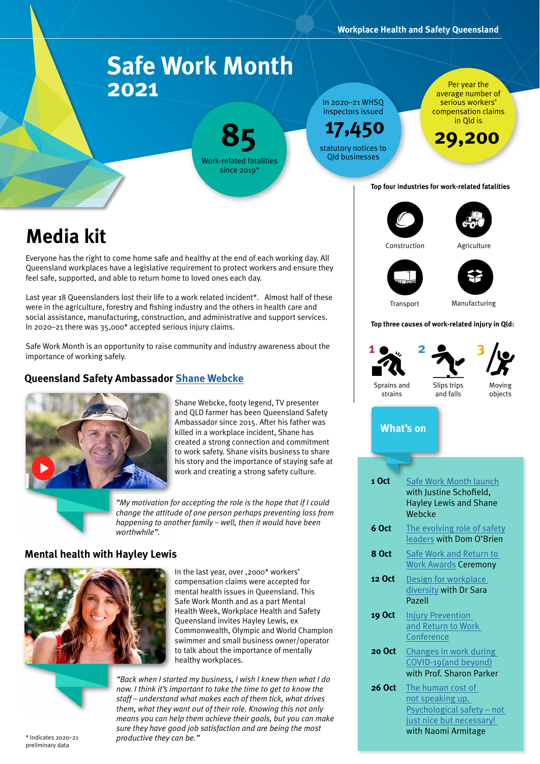Workplace Health and Safety Queensland

# Safe Work Month 2021

**85**
Work-related fatalities since 2019*

In 2020–21 WHSQ inspectors issued
**17,450**
statutory notices to Qld businesses

Per year the average number of serious workers' compensation claims in Qld is
**29,200**

## Media kit

Everyone has the right to come home safe and healthy at the end of each working day. All Queensland workplaces have a legislative requirement to protect workers and ensure they feel safe, supported, and able to return home to loved ones each day.

Last year 18 Queenslanders lost their life to a work related incident*. Almost half of these were in the agriculture, forestry and fishing industry and the others in health care and social assistance, manufacturing, construction, and administrative and support services. In 2020–21 there was 35,000* accepted serious injury claims.

Safe Work Month is an opportunity to raise community and industry awareness about the importance of working safely.

### Queensland Safety Ambassador Shane Webcke

Shane Webcke, footy legend, TV presenter and QLD farmer has been Queensland Safety Ambassador since 2015. After his father was killed in a workplace incident, Shane has created a strong connection and commitment to work safety. Shane visits business to share his story and the importance of staying safe at work and creating a strong safety culture.

*"My motivation for accepting the role is the hope that if I could change the attitude of one person perhaps preventing loss from happening to another family – well, then it would have been worthwhile".*

### Mental health with Hayley Lewis

In the last year, over ,2000* workers' compensation claims were accepted for mental health issues in Queensland. This Safe Work Month and as a part Mental Health Week, Workplace Health and Safety Queensland invites Hayley Lewis, ex Commonwealth, Olympic and World Champion swimmer and small business owner/operator to talk about the importance of mentally healthy workplaces.

*"Back when I started my business, I wish I knew then what I do now. I think it's important to take the time to get to know the staff – understand what makes each of them tick, what drives them, what they want out of their role. Knowing this not only means you can help them achieve their goals, but you can make sure they have good job satisfaction and are being the most productive they can be."*

\* Indicates 2020–21 preliminary data

**Top four industries for work-related fatalities**

- Construction
- Agriculture
- Transport
- Manufacturing

**Top three causes of work-related injury in Qld:**

1. Sprains and strains
2. Slips trips and falls
3. Moving objects

### What's on

| Date | Event |
| --- | --- |
| 1 Oct | Safe Work Month launch with Justine Schofield, Hayley Lewis and Shane Webcke |
| 6 Oct | The evolving role of safety leaders with Dom O'Brien |
| 8 Oct | Safe Work and Return to Work Awards Ceremony |
| 12 Oct | Design for workplace diversity with Dr Sara Pazell |
| 19 Oct | Injury Prevention and Return to Work Conference |
| 20 Oct | Changes in work during COVID-19(and beyond) with Prof. Sharon Parker |
| 26 Oct | The human cost of not speaking up. Psychological safety – not just nice but necessary! with Naomi Armitage |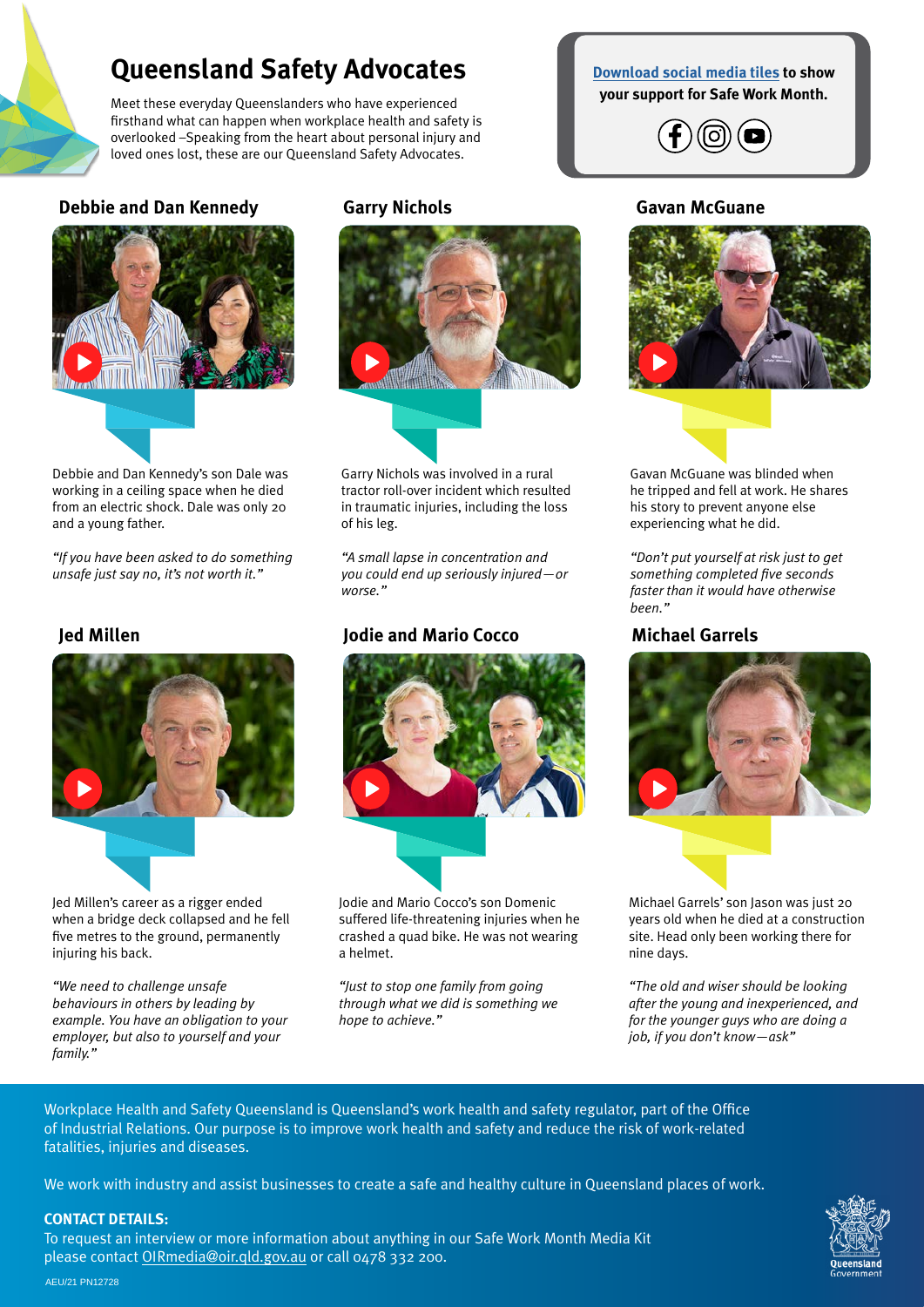# Queensland Safety Advocates

Meet these everyday Queenslanders who have experienced firsthand what can happen when workplace health and safety is overlooked –Speaking from the heart about personal injury and loved ones lost, these are our Queensland Safety Advocates.

**Download social media tiles to show your support for Safe Work Month.**

## Debbie and Dan Kennedy

Debbie and Dan Kennedy's son Dale was working in a ceiling space when he died from an electric shock. Dale was only 20 and a young father.

*"If you have been asked to do something unsafe just say no, it's not worth it."*

## Garry Nichols

Garry Nichols was involved in a rural tractor roll-over incident which resulted in traumatic injuries, including the loss of his leg.

*"A small lapse in concentration and you could end up seriously injured—or worse."*

## Gavan McGuane

Gavan McGuane was blinded when he tripped and fell at work. He shares his story to prevent anyone else experiencing what he did.

*"Don't put yourself at risk just to get something completed five seconds faster than it would have otherwise been."*

## Jed Millen

Jed Millen's career as a rigger ended when a bridge deck collapsed and he fell five metres to the ground, permanently injuring his back.

*"We need to challenge unsafe behaviours in others by leading by example. You have an obligation to your employer, but also to yourself and your family."*

## Jodie and Mario Cocco

Jodie and Mario Cocco's son Domenic suffered life-threatening injuries when he crashed a quad bike. He was not wearing a helmet.

*"Just to stop one family from going through what we did is something we hope to achieve."*

## Michael Garrels

Michael Garrels' son Jason was just 20 years old when he died at a construction site. Head only been working there for nine days.

*"The old and wiser should be looking after the young and inexperienced, and for the younger guys who are doing a job, if you don't know—ask"*

Workplace Health and Safety Queensland is Queensland's work health and safety regulator, part of the Office of Industrial Relations. Our purpose is to improve work health and safety and reduce the risk of work-related fatalities, injuries and diseases.

We work with industry and assist businesses to create a safe and healthy culture in Queensland places of work.

**CONTACT DETAILS:**

To request an interview or more information about anything in our Safe Work Month Media Kit please contact OIRmedia@oir.qld.gov.au or call 0478 332 200.

AEU/21 PN12728

Queensland Government